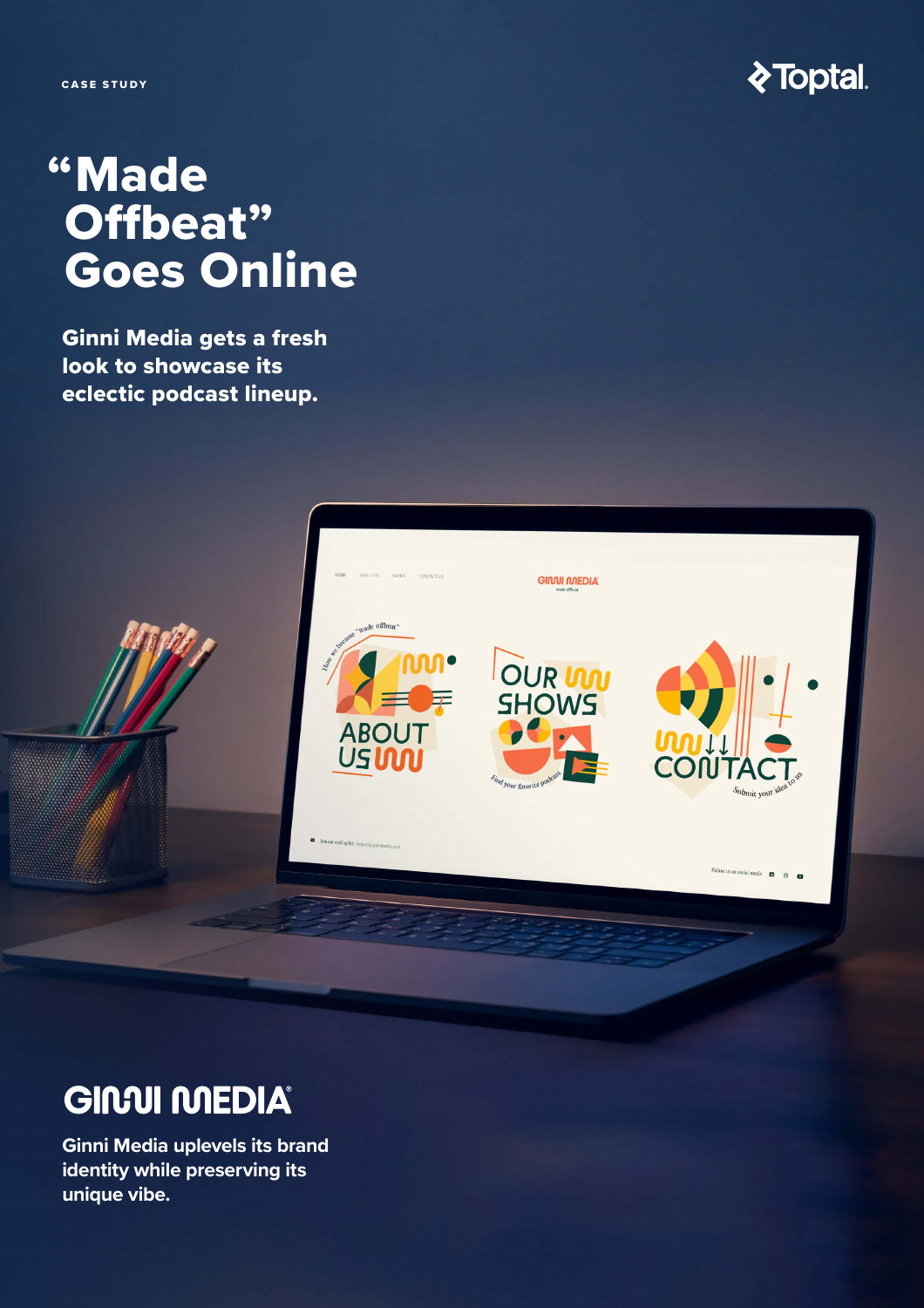CASE STUDY

Toptal.

# "Made Offbeat" Goes Online

**Ginni Media gets a fresh look to showcase its eclectic podcast lineup.**

## GINNI MEDIA

**Ginni Media uplevels its brand identity while preserving its unique vibe.**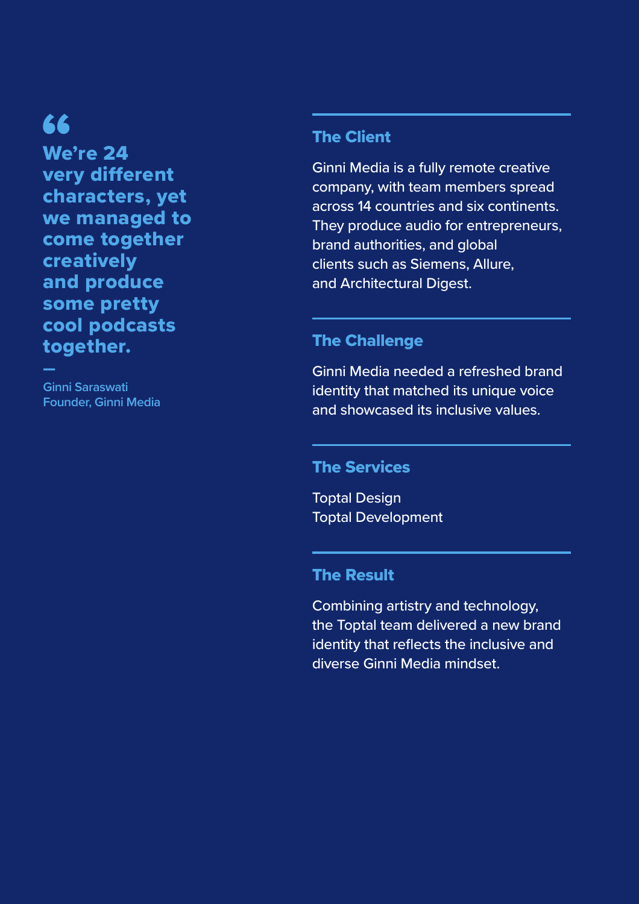> **“We’re 24 very different characters, yet we managed to come together creatively and produce some pretty cool podcasts together.**
>
> —
>
> Ginni Saraswati
> Founder, Ginni Media

## The Client

Ginni Media is a fully remote creative company, with team members spread across 14 countries and six continents. They produce audio for entrepreneurs, brand authorities, and global clients such as Siemens, Allure, and Architectural Digest.

## The Challenge

Ginni Media needed a refreshed brand identity that matched its unique voice and showcased its inclusive values.

## The Services

Toptal Design
Toptal Development

## The Result

Combining artistry and technology, the Toptal team delivered a new brand identity that reflects the inclusive and diverse Ginni Media mindset.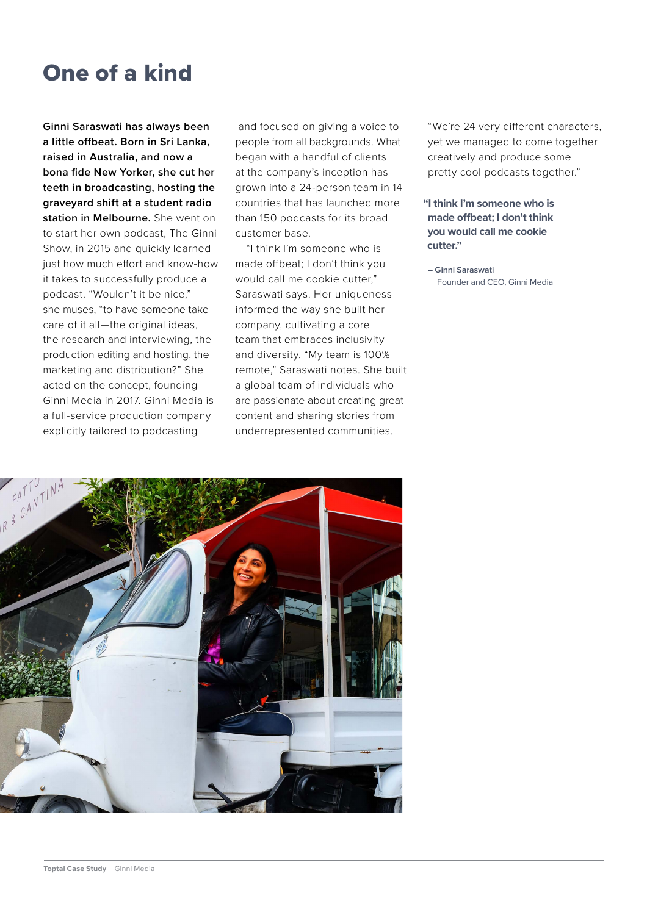# One of a kind

**Ginni Saraswati has always been a little offbeat. Born in Sri Lanka, raised in Australia, and now a bona fide New Yorker, she cut her teeth in broadcasting, hosting the graveyard shift at a student radio station in Melbourne.** She went on to start her own podcast, The Ginni Show, in 2015 and quickly learned just how much effort and know-how it takes to successfully produce a podcast. "Wouldn't it be nice," she muses, "to have someone take care of it all—the original ideas, the research and interviewing, the production editing and hosting, the marketing and distribution?" She acted on the concept, founding Ginni Media in 2017. Ginni Media is a full-service production company explicitly tailored to podcasting and focused on giving a voice to people from all backgrounds. What began with a handful of clients at the company's inception has grown into a 24-person team in 14 countries that has launched more than 150 podcasts for its broad customer base.

"I think I'm someone who is made offbeat; I don't think you would call me cookie cutter," Saraswati says. Her uniqueness informed the way she built her company, cultivating a core team that embraces inclusivity and diversity. "My team is 100% remote," Saraswati notes. She built a global team of individuals who are passionate about creating great content and sharing stories from underrepresented communities.

"We're 24 very different characters, yet we managed to come together creatively and produce some pretty cool podcasts together."

> **"I think I'm someone who is made offbeat; I don't think you would call me cookie cutter."**
>
> – Ginni Saraswati
> Founder and CEO, Ginni Media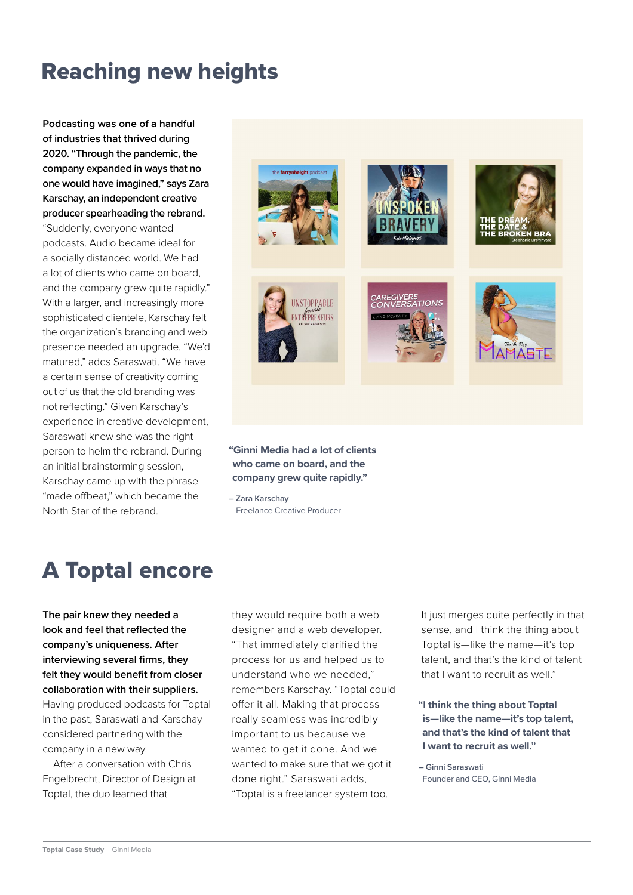# Reaching new heights

**Podcasting was one of a handful of industries that thrived during 2020. "Through the pandemic, the company expanded in ways that no one would have imagined," says Zara Karschay, an independent creative producer spearheading the rebrand.** "Suddenly, everyone wanted podcasts. Audio became ideal for a socially distanced world. We had a lot of clients who came on board, and the company grew quite rapidly." With a larger, and increasingly more sophisticated clientele, Karschay felt the organization's branding and web presence needed an upgrade. "We'd matured," adds Saraswati. "We have a certain sense of creativity coming out of us that the old branding was not reflecting." Given Karschay's experience in creative development, Saraswati knew she was the right person to helm the rebrand. During an initial brainstorming session, Karschay came up with the phrase "made offbeat," which became the North Star of the rebrand.

> **"Ginni Media had a lot of clients who came on board, and the company grew quite rapidly."**
>
> – Zara Karschay
> Freelance Creative Producer

# A Toptal encore

**The pair knew they needed a look and feel that reflected the company's uniqueness. After interviewing several firms, they felt they would benefit from closer collaboration with their suppliers.** Having produced podcasts for Toptal in the past, Saraswati and Karschay considered partnering with the company in a new way.

After a conversation with Chris Engelbrecht, Director of Design at Toptal, the duo learned that they would require both a web designer and a web developer. "That immediately clarified the process for us and helped us to understand who we needed," remembers Karschay. "Toptal could offer it all. Making that process really seamless was incredibly important to us because we wanted to get it done. And we wanted to make sure that we got it done right." Saraswati adds, "Toptal is a freelancer system too. It just merges quite perfectly in that sense, and I think the thing about Toptal is—like the name—it's top talent, and that's the kind of talent that I want to recruit as well."

> **"I think the thing about Toptal is—like the name—it's top talent, and that's the kind of talent that I want to recruit as well."**
>
> – Ginni Saraswati
> Founder and CEO, Ginni Media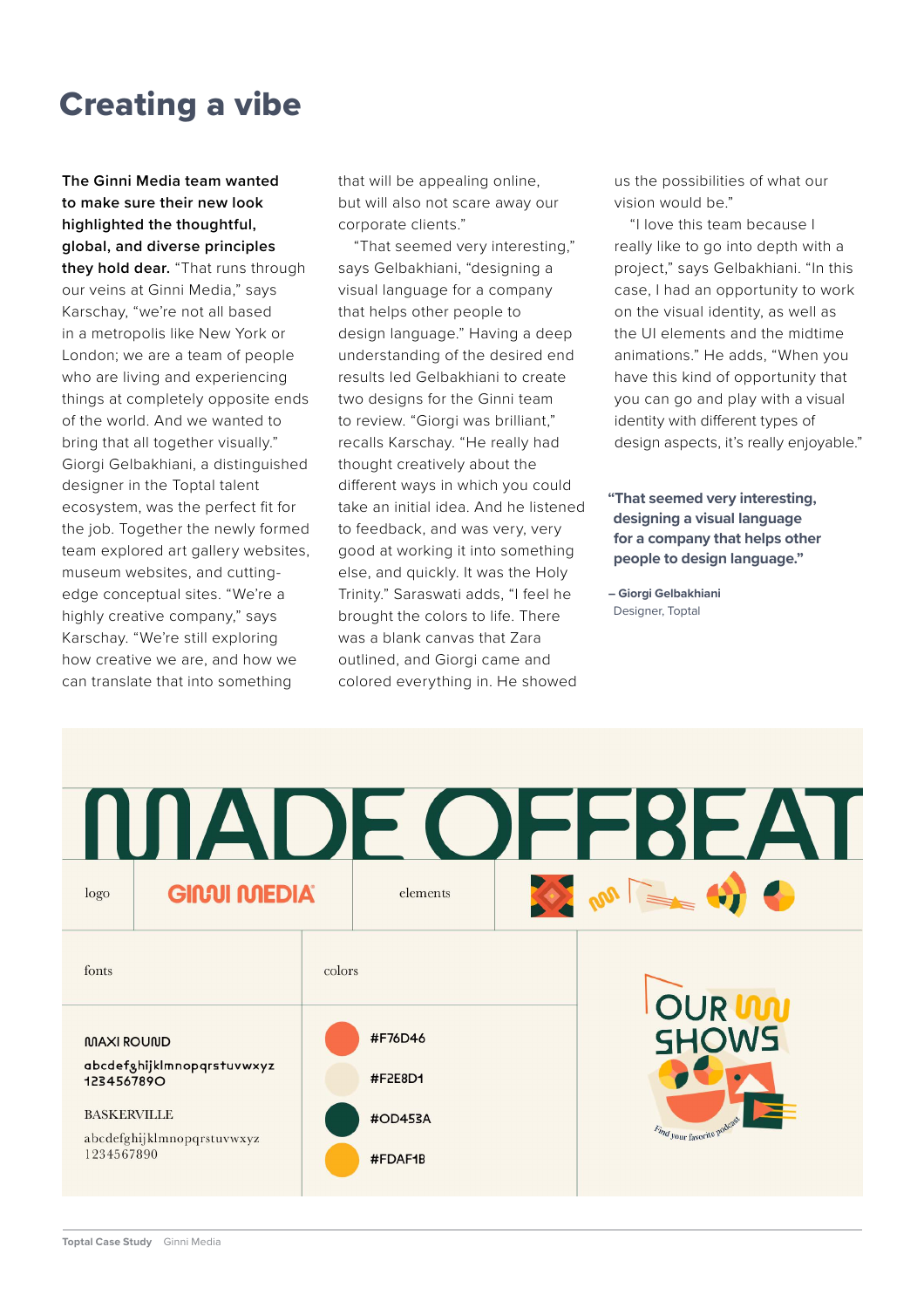# Creating a vibe

**The Ginni Media team wanted to make sure their new look highlighted the thoughtful, global, and diverse principles they hold dear.** "That runs through our veins at Ginni Media," says Karschay, "we're not all based in a metropolis like New York or London; we are a team of people who are living and experiencing things at completely opposite ends of the world. And we wanted to bring that all together visually." Giorgi Gelbakhiani, a distinguished designer in the Toptal talent ecosystem, was the perfect fit for the job. Together the newly formed team explored art gallery websites, museum websites, and cutting-edge conceptual sites. "We're a highly creative company," says Karschay. "We're still exploring how creative we are, and how we can translate that into something that will be appealing online, but will also not scare away our corporate clients."

"That seemed very interesting," says Gelbakhiani, "designing a visual language for a company that helps other people to design language." Having a deep understanding of the desired end results led Gelbakhiani to create two designs for the Ginni team to review. "Giorgi was brilliant," recalls Karschay. "He really had thought creatively about the different ways in which you could take an initial idea. And he listened to feedback, and was very, very good at working it into something else, and quickly. It was the Holy Trinity." Saraswati adds, "I feel he brought the colors to life. There was a blank canvas that Zara outlined, and Giorgi came and colored everything in. He showed us the possibilities of what our vision would be."

"I love this team because I really like to go into depth with a project," says Gelbakhiani. "In this case, I had an opportunity to work on the visual identity, as well as the UI elements and the midtime animations." He adds, "When you have this kind of opportunity that you can go and play with a visual identity with different types of design aspects, it's really enjoyable."

> **"That seemed very interesting, designing a visual language for a company that helps other people to design language."**
>
> **– Giorgi Gelbakhiani**
> Designer, Toptal

MADE OFFBEAT

| logo | GINNI MEDIA | elements | |
|---|---|---|---|

| fonts | colors |
|---|---|
| MAXI ROUND<br>abcdefghijklmnopqrstuvwxyz<br>1234567890<br><br>BASKERVILLE<br>abcdefghijklmnopqrstuvwxyz<br>1234567890 | #F76D46<br>#F2E8D1<br>#0D453A<br>#FDAF1B |

OUR SHOWS

Find your favorite podcast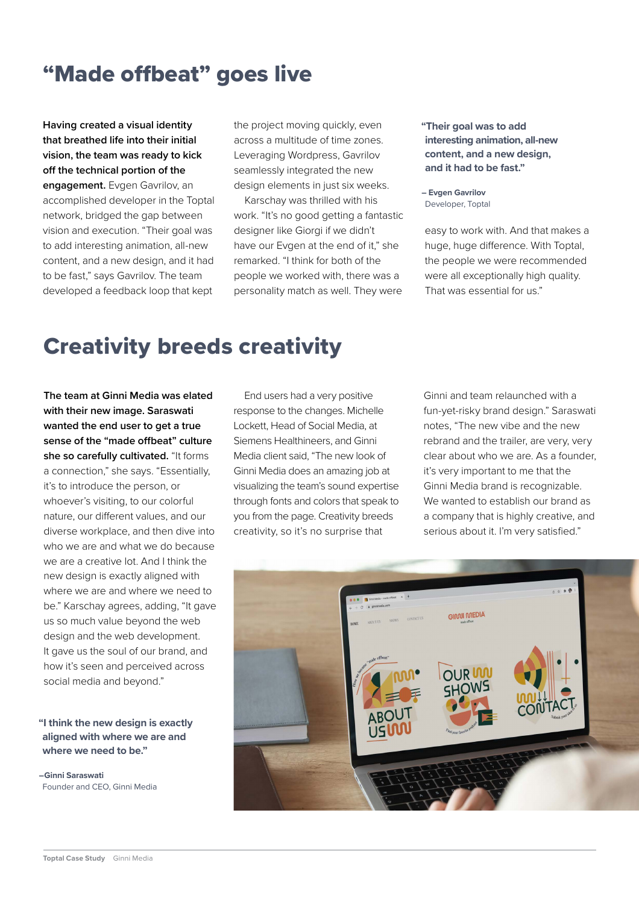# "Made offbeat" goes live

**Having created a visual identity that breathed life into their initial vision, the team was ready to kick off the technical portion of the engagement.** Evgen Gavrilov, an accomplished developer in the Toptal network, bridged the gap between vision and execution. "Their goal was to add interesting animation, all-new content, and a new design, and it had to be fast," says Gavrilov. The team developed a feedback loop that kept the project moving quickly, even across a multitude of time zones. Leveraging Wordpress, Gavrilov seamlessly integrated the new design elements in just six weeks.

Karschay was thrilled with his work. "It's no good getting a fantastic designer like Giorgi if we didn't have our Evgen at the end of it," she remarked. "I think for both of the people we worked with, there was a personality match as well. They were easy to work with. And that makes a huge, huge difference. With Toptal, the people we were recommended were all exceptionally high quality. That was essential for us."

> **"Their goal was to add interesting animation, all-new content, and a new design, and it had to be fast."**
>
> **– Evgen Gavrilov**
> Developer, Toptal

# Creativity breeds creativity

**The team at Ginni Media was elated with their new image. Saraswati wanted the end user to get a true sense of the "made offbeat" culture she so carefully cultivated.** "It forms a connection," she says. "Essentially, it's to introduce the person, or whoever's visiting, to our colorful nature, our different values, and our diverse workplace, and then dive into who we are and what we do because we are a creative lot. And I think the new design is exactly aligned with where we are and where we need to be." Karschay agrees, adding, "It gave us so much value beyond the web design and the web development. It gave us the soul of our brand, and how it's seen and perceived across social media and beyond."

> **"I think the new design is exactly aligned with where we are and where we need to be."**
>
> **–Ginni Saraswati**
> Founder and CEO, Ginni Media

End users had a very positive response to the changes. Michelle Lockett, Head of Social Media, at Siemens Healthineers, and Ginni Media client said, "The new look of Ginni Media does an amazing job at visualizing the team's sound expertise through fonts and colors that speak to you from the page. Creativity breeds creativity, so it's no surprise that Ginni and team relaunched with a fun-yet-risky brand design." Saraswati notes, "The new vibe and the new rebrand and the trailer, are very, very clear about who we are. As a founder, it's very important to me that the Ginni Media brand is recognizable. We wanted to establish our brand as a company that is highly creative, and serious about it. I'm very satisfied."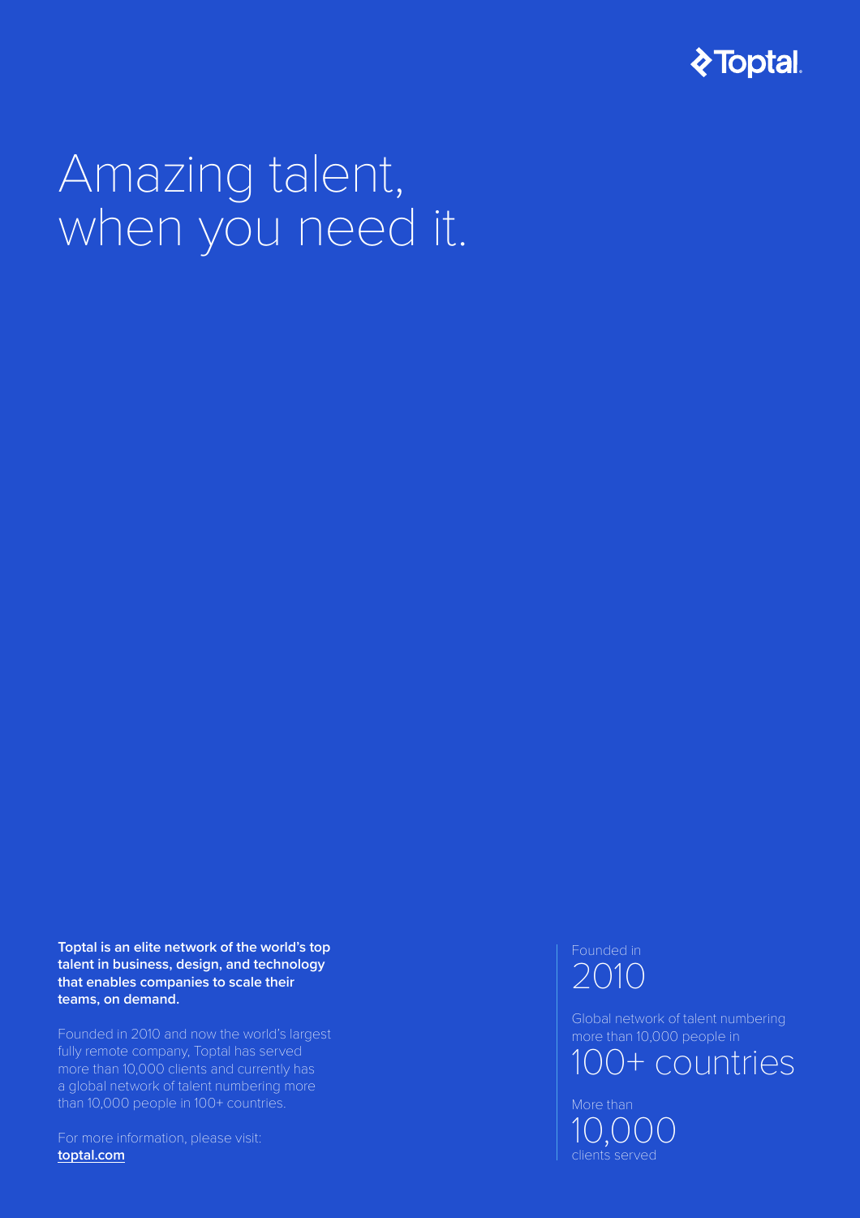Toptal

# Amazing talent, when you need it.

**Toptal is an elite network of the world's top talent in business, design, and technology that enables companies to scale their teams, on demand.**

Founded in 2010 and now the world's largest fully remote company, Toptal has served more than 10,000 clients and currently has a global network of talent numbering more than 10,000 people in 100+ countries.

For more information, please visit:
**toptal.com**

Founded in
2010

Global network of talent numbering more than 10,000 people in
100+ countries

More than
10,000
clients served